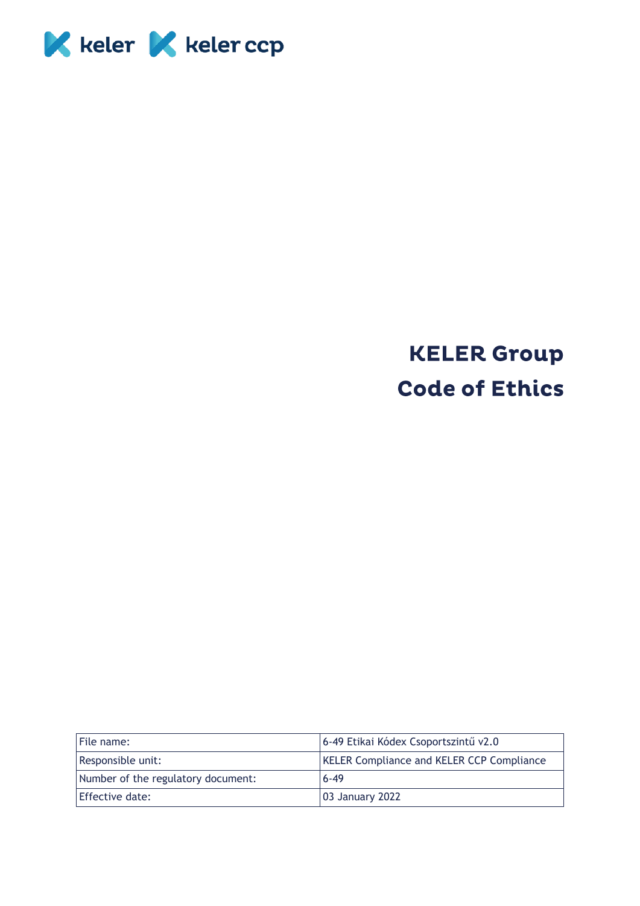keler keler ccp

# KELER Group Code of Ethics

| File name: | 6-49 Etikai Kódex Csoportszintű v2.0 |
|---|---|
| Responsible unit: | KELER Compliance and KELER CCP Compliance |
| Number of the regulatory document: | 6-49 |
| Effective date: | 03 January 2022 |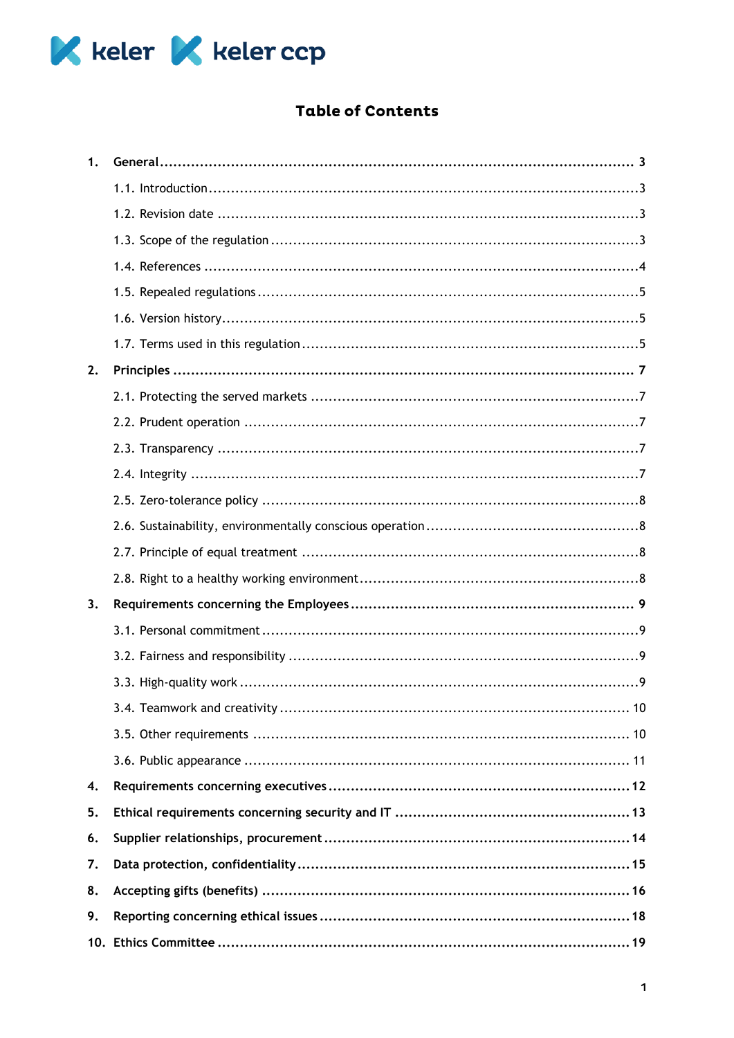# Table of Contents

1. **General** ... 3
   - 1.1. Introduction ... 3
   - 1.2. Revision date ... 3
   - 1.3. Scope of the regulation ... 3
   - 1.4. References ... 4
   - 1.5. Repealed regulations ... 5
   - 1.6. Version history ... 5
   - 1.7. Terms used in this regulation ... 5
2. **Principles** ... 7
   - 2.1. Protecting the served markets ... 7
   - 2.2. Prudent operation ... 7
   - 2.3. Transparency ... 7
   - 2.4. Integrity ... 7
   - 2.5. Zero-tolerance policy ... 8
   - 2.6. Sustainability, environmentally conscious operation ... 8
   - 2.7. Principle of equal treatment ... 8
   - 2.8. Right to a healthy working environment ... 8
3. **Requirements concerning the Employees** ... 9
   - 3.1. Personal commitment ... 9
   - 3.2. Fairness and responsibility ... 9
   - 3.3. High-quality work ... 9
   - 3.4. Teamwork and creativity ... 10
   - 3.5. Other requirements ... 10
   - 3.6. Public appearance ... 11
4. **Requirements concerning executives** ... 12
5. **Ethical requirements concerning security and IT** ... 13
6. **Supplier relationships, procurement** ... 14
7. **Data protection, confidentiality** ... 15
8. **Accepting gifts (benefits)** ... 16
9. **Reporting concerning ethical issues** ... 18
10. **Ethics Committee** ... 19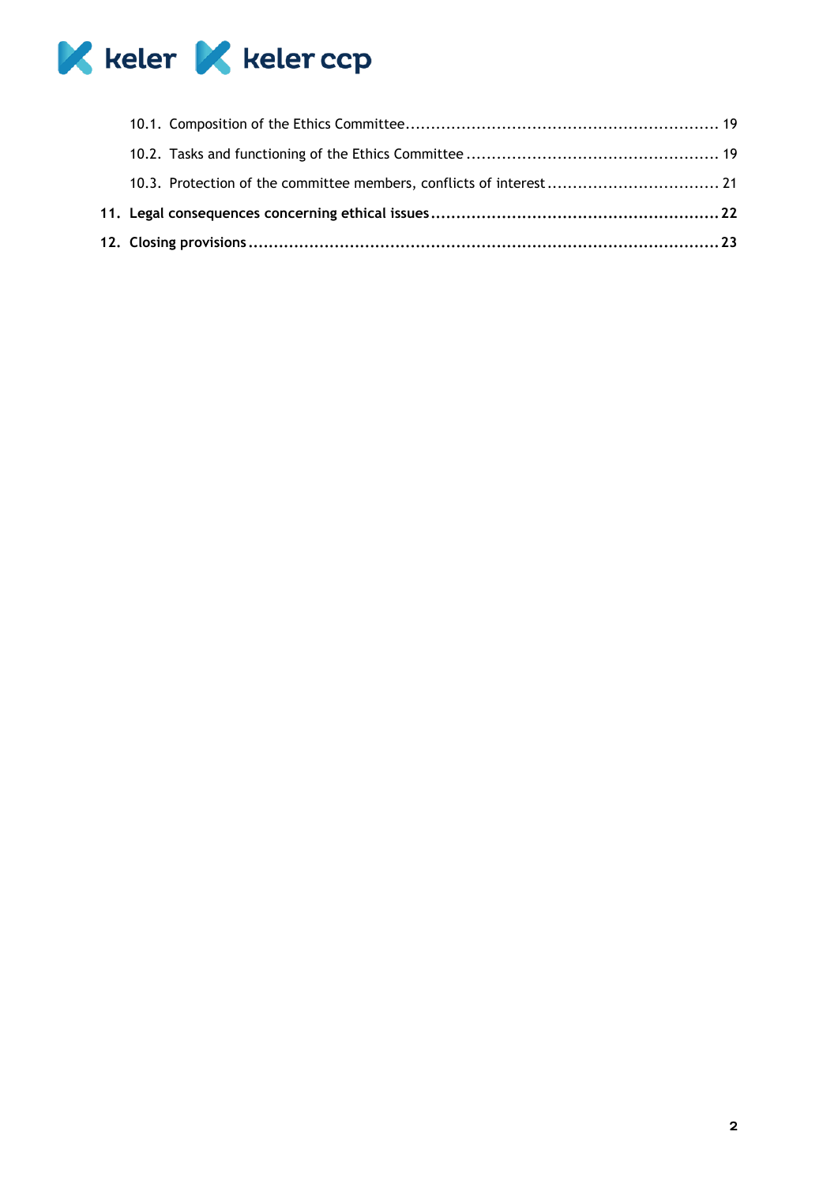10.1. Composition of the Ethics Committee ........................................................ 19

10.2. Tasks and functioning of the Ethics Committee ............................................ 19

10.3. Protection of the committee members, conflicts of interest ................................ 21

**11. Legal consequences concerning ethical issues .................................................. 22**

**12. Closing provisions .............................................................................. 23**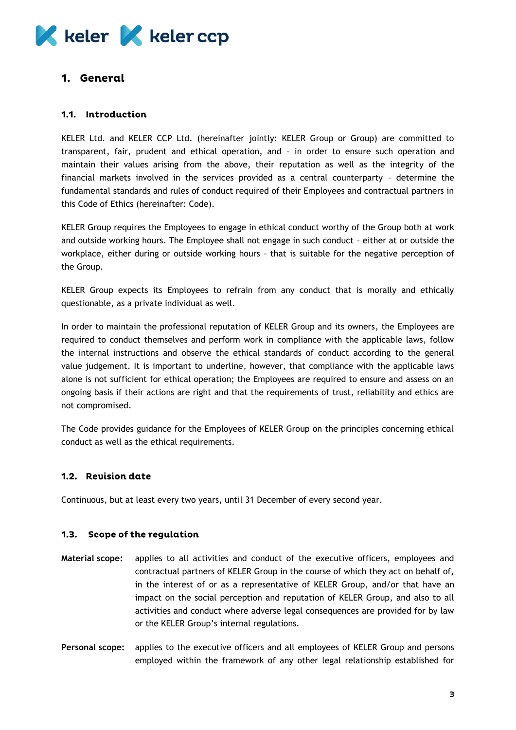# 1. General

## 1.1. Introduction

KELER Ltd. and KELER CCP Ltd. (hereinafter jointly: KELER Group or Group) are committed to transparent, fair, prudent and ethical operation, and – in order to ensure such operation and maintain their values arising from the above, their reputation as well as the integrity of the financial markets involved in the services provided as a central counterparty – determine the fundamental standards and rules of conduct required of their Employees and contractual partners in this Code of Ethics (hereinafter: Code).

KELER Group requires the Employees to engage in ethical conduct worthy of the Group both at work and outside working hours. The Employee shall not engage in such conduct – either at or outside the workplace, either during or outside working hours – that is suitable for the negative perception of the Group.

KELER Group expects its Employees to refrain from any conduct that is morally and ethically questionable, as a private individual as well.

In order to maintain the professional reputation of KELER Group and its owners, the Employees are required to conduct themselves and perform work in compliance with the applicable laws, follow the internal instructions and observe the ethical standards of conduct according to the general value judgement. It is important to underline, however, that compliance with the applicable laws alone is not sufficient for ethical operation; the Employees are required to ensure and assess on an ongoing basis if their actions are right and that the requirements of trust, reliability and ethics are not compromised.

The Code provides guidance for the Employees of KELER Group on the principles concerning ethical conduct as well as the ethical requirements.

## 1.2. Revision date

Continuous, but at least every two years, until 31 December of every second year.

## 1.3. Scope of the regulation

**Material scope:** applies to all activities and conduct of the executive officers, employees and contractual partners of KELER Group in the course of which they act on behalf of, in the interest of or as a representative of KELER Group, and/or that have an impact on the social perception and reputation of KELER Group, and also to all activities and conduct where adverse legal consequences are provided for by law or the KELER Group's internal regulations.

**Personal scope:** applies to the executive officers and all employees of KELER Group and persons employed within the framework of any other legal relationship established for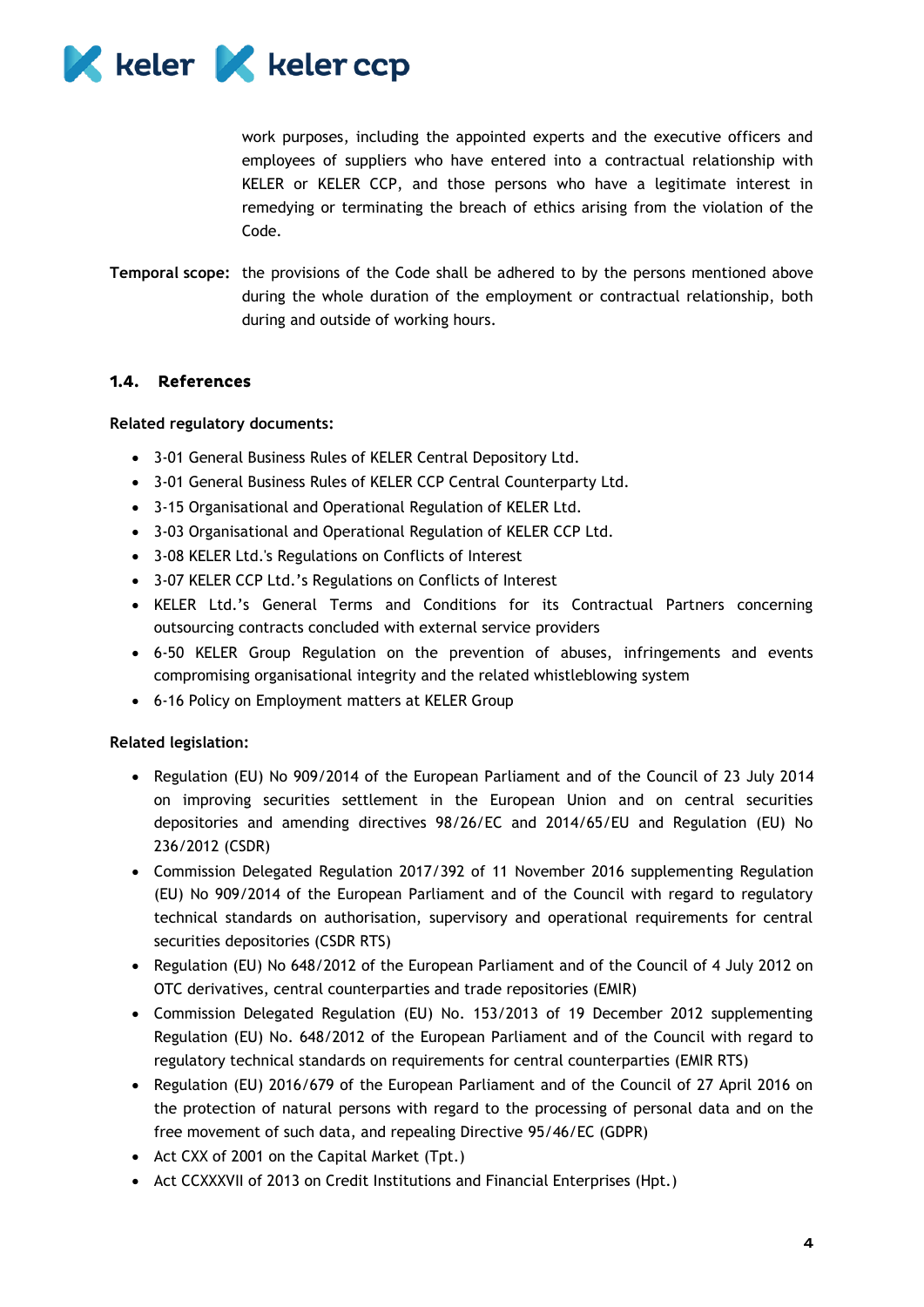work purposes, including the appointed experts and the executive officers and employees of suppliers who have entered into a contractual relationship with KELER or KELER CCP, and those persons who have a legitimate interest in remedying or terminating the breach of ethics arising from the violation of the Code.

**Temporal scope:** the provisions of the Code shall be adhered to by the persons mentioned above during the whole duration of the employment or contractual relationship, both during and outside of working hours.

### 1.4. References

**Related regulatory documents:**

- 3-01 General Business Rules of KELER Central Depository Ltd.
- 3-01 General Business Rules of KELER CCP Central Counterparty Ltd.
- 3-15 Organisational and Operational Regulation of KELER Ltd.
- 3-03 Organisational and Operational Regulation of KELER CCP Ltd.
- 3-08 KELER Ltd.'s Regulations on Conflicts of Interest
- 3-07 KELER CCP Ltd.'s Regulations on Conflicts of Interest
- KELER Ltd.'s General Terms and Conditions for its Contractual Partners concerning outsourcing contracts concluded with external service providers
- 6-50 KELER Group Regulation on the prevention of abuses, infringements and events compromising organisational integrity and the related whistleblowing system
- 6-16 Policy on Employment matters at KELER Group

**Related legislation:**

- Regulation (EU) No 909/2014 of the European Parliament and of the Council of 23 July 2014 on improving securities settlement in the European Union and on central securities depositories and amending directives 98/26/EC and 2014/65/EU and Regulation (EU) No 236/2012 (CSDR)
- Commission Delegated Regulation 2017/392 of 11 November 2016 supplementing Regulation (EU) No 909/2014 of the European Parliament and of the Council with regard to regulatory technical standards on authorisation, supervisory and operational requirements for central securities depositories (CSDR RTS)
- Regulation (EU) No 648/2012 of the European Parliament and of the Council of 4 July 2012 on OTC derivatives, central counterparties and trade repositories (EMIR)
- Commission Delegated Regulation (EU) No. 153/2013 of 19 December 2012 supplementing Regulation (EU) No. 648/2012 of the European Parliament and of the Council with regard to regulatory technical standards on requirements for central counterparties (EMIR RTS)
- Regulation (EU) 2016/679 of the European Parliament and of the Council of 27 April 2016 on the protection of natural persons with regard to the processing of personal data and on the free movement of such data, and repealing Directive 95/46/EC (GDPR)
- Act CXX of 2001 on the Capital Market (Tpt.)
- Act CCXXXVII of 2013 on Credit Institutions and Financial Enterprises (Hpt.)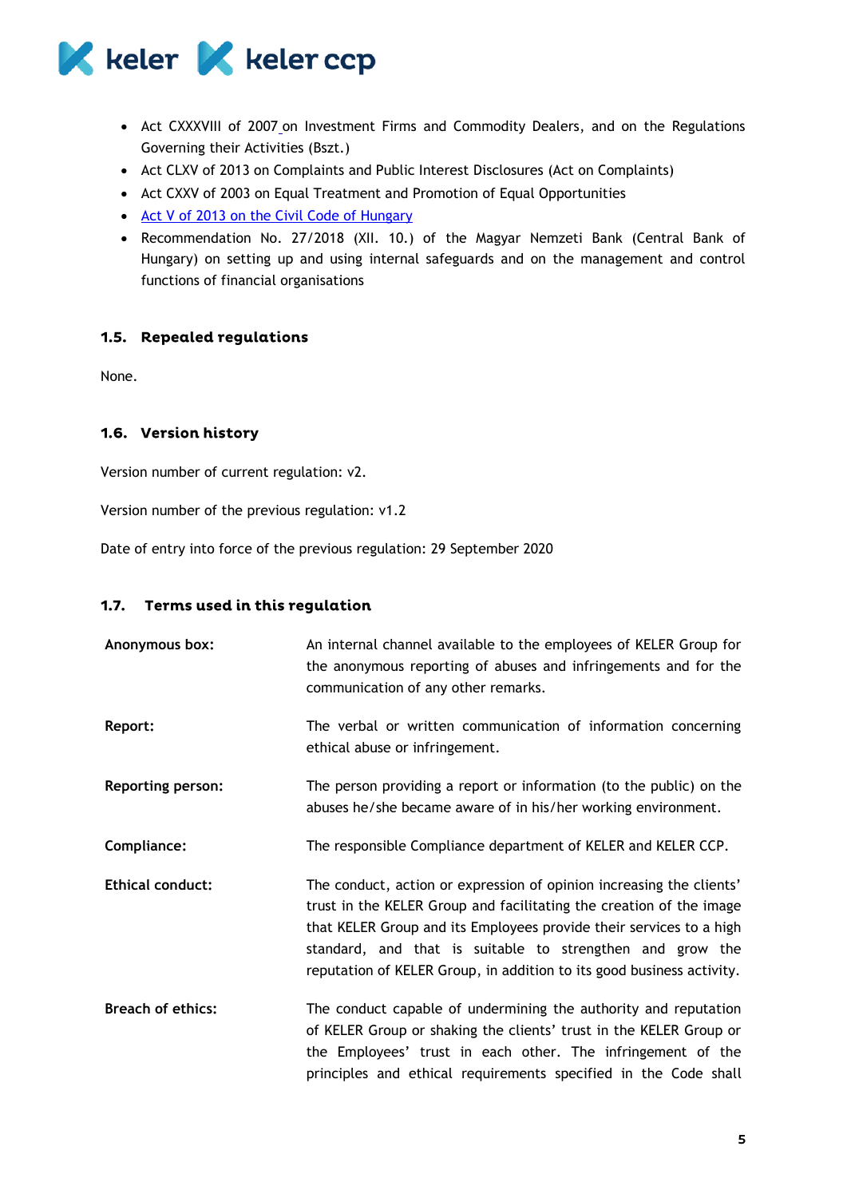- Act CXXXVIII of 2007 on Investment Firms and Commodity Dealers, and on the Regulations Governing their Activities (Bszt.)
- Act CLXV of 2013 on Complaints and Public Interest Disclosures (Act on Complaints)
- Act CXXV of 2003 on Equal Treatment and Promotion of Equal Opportunities
- [Act V of 2013 on the Civil Code of Hungary]
- Recommendation No. 27/2018 (XII. 10.) of the Magyar Nemzeti Bank (Central Bank of Hungary) on setting up and using internal safeguards and on the management and control functions of financial organisations

### 1.5. Repealed regulations

None.

### 1.6. Version history

Version number of current regulation: v2.

Version number of the previous regulation: v1.2

Date of entry into force of the previous regulation: 29 September 2020

### 1.7. Terms used in this regulation

| | |
|---|---|
| **Anonymous box:** | An internal channel available to the employees of KELER Group for the anonymous reporting of abuses and infringements and for the communication of any other remarks. |
| **Report:** | The verbal or written communication of information concerning ethical abuse or infringement. |
| **Reporting person:** | The person providing a report or information (to the public) on the abuses he/she became aware of in his/her working environment. |
| **Compliance:** | The responsible Compliance department of KELER and KELER CCP. |
| **Ethical conduct:** | The conduct, action or expression of opinion increasing the clients' trust in the KELER Group and facilitating the creation of the image that KELER Group and its Employees provide their services to a high standard, and that is suitable to strengthen and grow the reputation of KELER Group, in addition to its good business activity. |
| **Breach of ethics:** | The conduct capable of undermining the authority and reputation of KELER Group or shaking the clients' trust in the KELER Group or the Employees' trust in each other. The infringement of the principles and ethical requirements specified in the Code shall |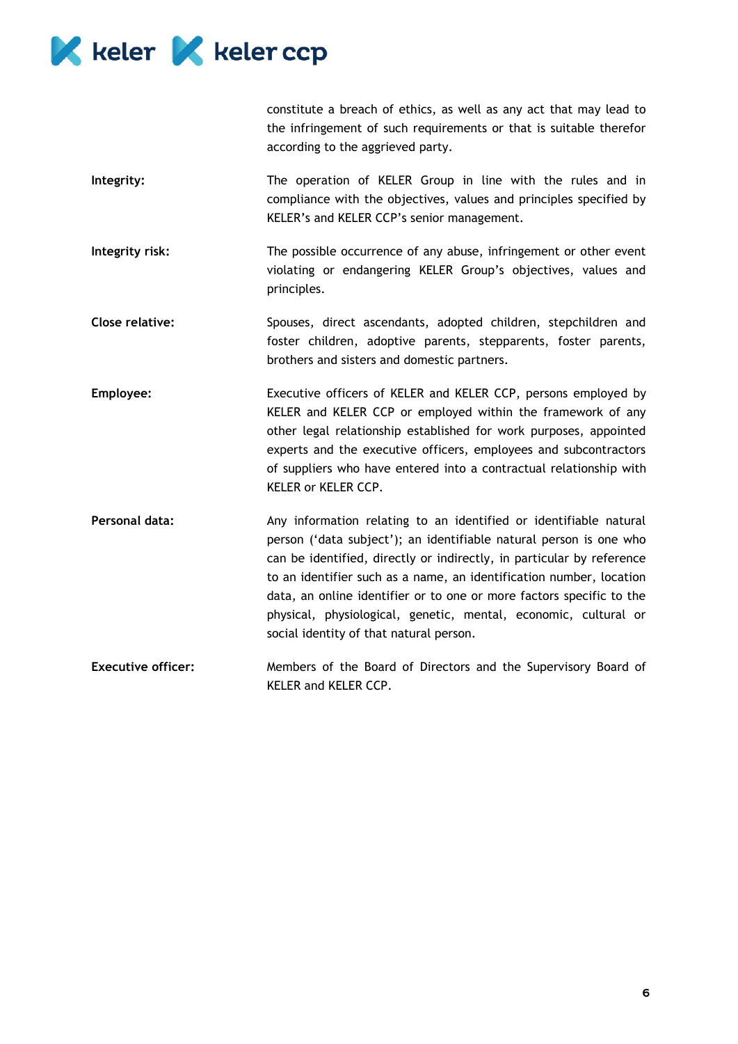constitute a breach of ethics, as well as any act that may lead to the infringement of such requirements or that is suitable therefor according to the aggrieved party.

**Integrity:** The operation of KELER Group in line with the rules and in compliance with the objectives, values and principles specified by KELER's and KELER CCP's senior management.

**Integrity risk:** The possible occurrence of any abuse, infringement or other event violating or endangering KELER Group's objectives, values and principles.

**Close relative:** Spouses, direct ascendants, adopted children, stepchildren and foster children, adoptive parents, stepparents, foster parents, brothers and sisters and domestic partners.

**Employee:** Executive officers of KELER and KELER CCP, persons employed by KELER and KELER CCP or employed within the framework of any other legal relationship established for work purposes, appointed experts and the executive officers, employees and subcontractors of suppliers who have entered into a contractual relationship with KELER or KELER CCP.

**Personal data:** Any information relating to an identified or identifiable natural person ('data subject'); an identifiable natural person is one who can be identified, directly or indirectly, in particular by reference to an identifier such as a name, an identification number, location data, an online identifier or to one or more factors specific to the physical, physiological, genetic, mental, economic, cultural or social identity of that natural person.

**Executive officer:** Members of the Board of Directors and the Supervisory Board of KELER and KELER CCP.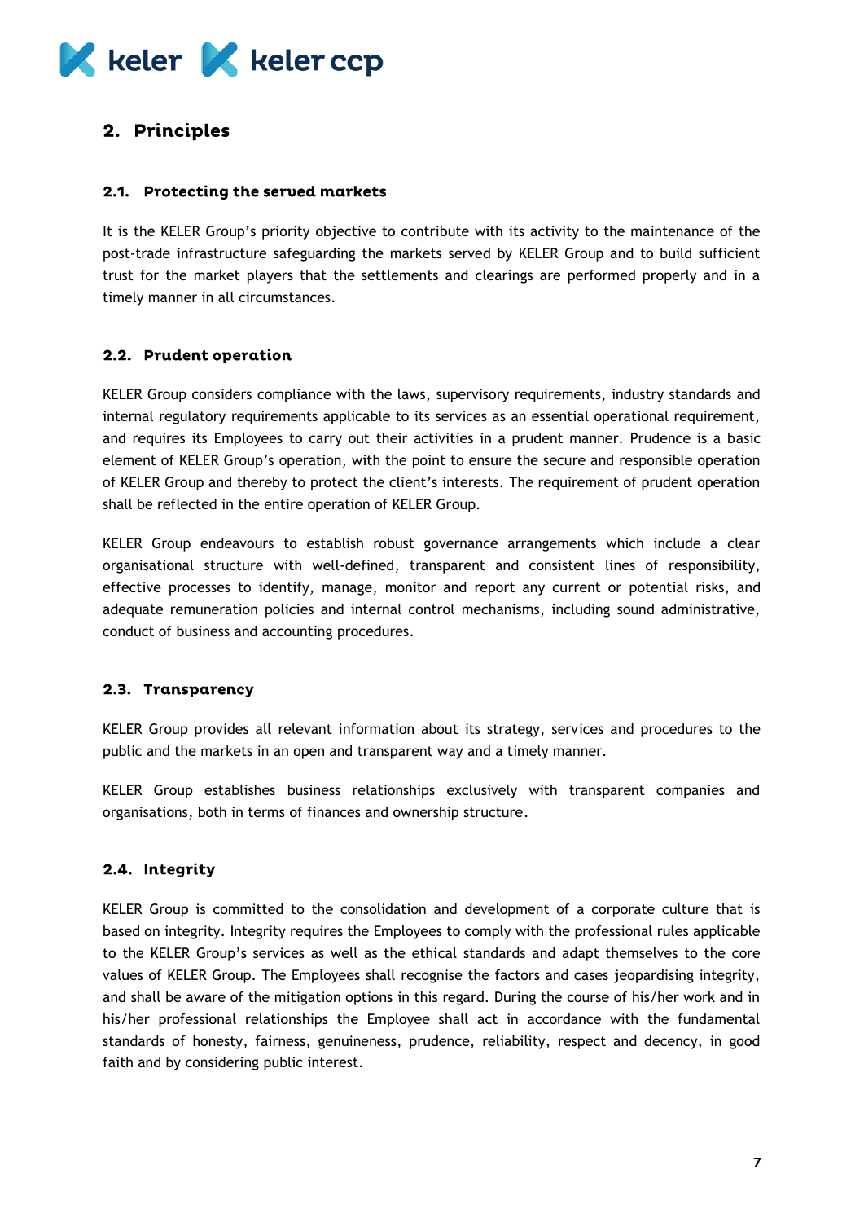## 2. Principles

### 2.1. Protecting the served markets

It is the KELER Group's priority objective to contribute with its activity to the maintenance of the post-trade infrastructure safeguarding the markets served by KELER Group and to build sufficient trust for the market players that the settlements and clearings are performed properly and in a timely manner in all circumstances.

### 2.2. Prudent operation

KELER Group considers compliance with the laws, supervisory requirements, industry standards and internal regulatory requirements applicable to its services as an essential operational requirement, and requires its Employees to carry out their activities in a prudent manner. Prudence is a basic element of KELER Group's operation, with the point to ensure the secure and responsible operation of KELER Group and thereby to protect the client's interests. The requirement of prudent operation shall be reflected in the entire operation of KELER Group.

KELER Group endeavours to establish robust governance arrangements which include a clear organisational structure with well-defined, transparent and consistent lines of responsibility, effective processes to identify, manage, monitor and report any current or potential risks, and adequate remuneration policies and internal control mechanisms, including sound administrative, conduct of business and accounting procedures.

### 2.3. Transparency

KELER Group provides all relevant information about its strategy, services and procedures to the public and the markets in an open and transparent way and a timely manner.

KELER Group establishes business relationships exclusively with transparent companies and organisations, both in terms of finances and ownership structure.

### 2.4. Integrity

KELER Group is committed to the consolidation and development of a corporate culture that is based on integrity. Integrity requires the Employees to comply with the professional rules applicable to the KELER Group's services as well as the ethical standards and adapt themselves to the core values of KELER Group. The Employees shall recognise the factors and cases jeopardising integrity, and shall be aware of the mitigation options in this regard. During the course of his/her work and in his/her professional relationships the Employee shall act in accordance with the fundamental standards of honesty, fairness, genuineness, prudence, reliability, respect and decency, in good faith and by considering public interest.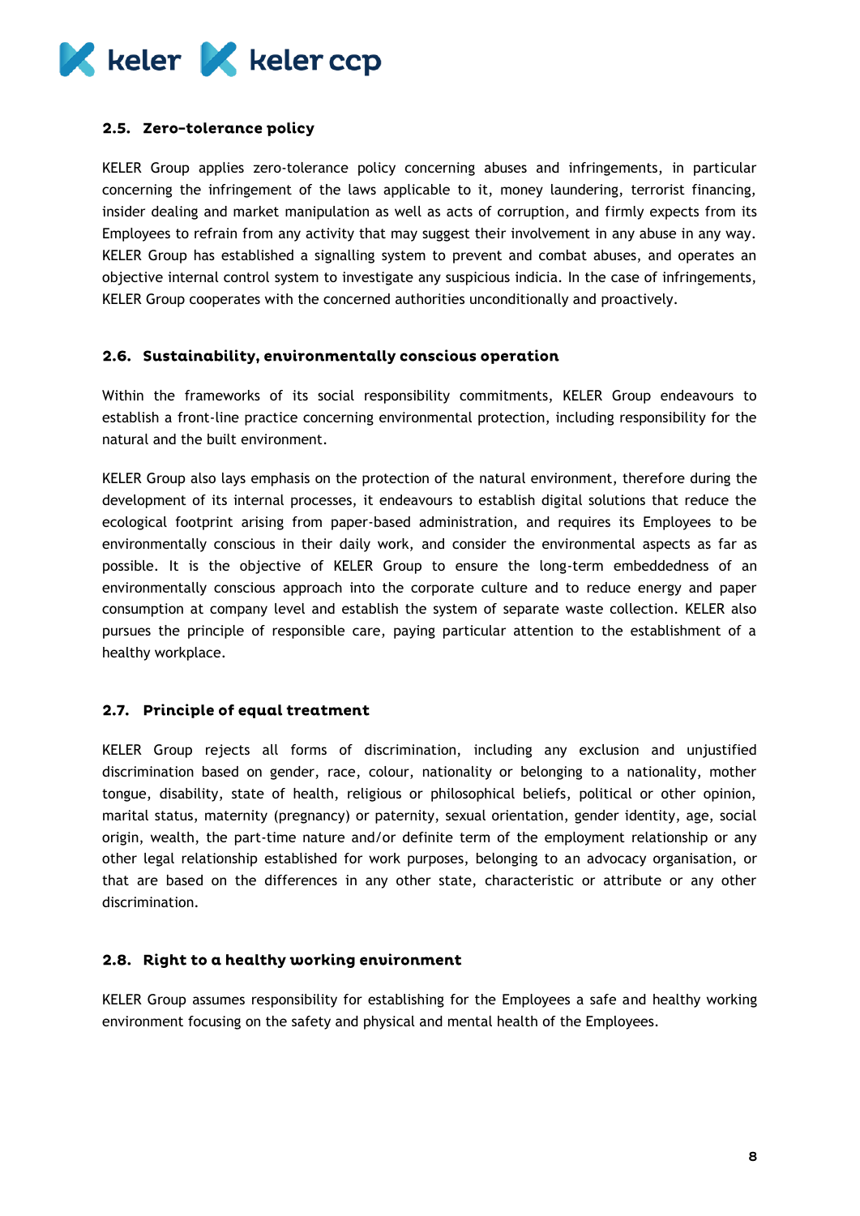### 2.5. Zero-tolerance policy

KELER Group applies zero-tolerance policy concerning abuses and infringements, in particular concerning the infringement of the laws applicable to it, money laundering, terrorist financing, insider dealing and market manipulation as well as acts of corruption, and firmly expects from its Employees to refrain from any activity that may suggest their involvement in any abuse in any way. KELER Group has established a signalling system to prevent and combat abuses, and operates an objective internal control system to investigate any suspicious indicia. In the case of infringements, KELER Group cooperates with the concerned authorities unconditionally and proactively.

### 2.6. Sustainability, environmentally conscious operation

Within the frameworks of its social responsibility commitments, KELER Group endeavours to establish a front-line practice concerning environmental protection, including responsibility for the natural and the built environment.

KELER Group also lays emphasis on the protection of the natural environment, therefore during the development of its internal processes, it endeavours to establish digital solutions that reduce the ecological footprint arising from paper-based administration, and requires its Employees to be environmentally conscious in their daily work, and consider the environmental aspects as far as possible. It is the objective of KELER Group to ensure the long-term embeddedness of an environmentally conscious approach into the corporate culture and to reduce energy and paper consumption at company level and establish the system of separate waste collection. KELER also pursues the principle of responsible care, paying particular attention to the establishment of a healthy workplace.

### 2.7. Principle of equal treatment

KELER Group rejects all forms of discrimination, including any exclusion and unjustified discrimination based on gender, race, colour, nationality or belonging to a nationality, mother tongue, disability, state of health, religious or philosophical beliefs, political or other opinion, marital status, maternity (pregnancy) or paternity, sexual orientation, gender identity, age, social origin, wealth, the part-time nature and/or definite term of the employment relationship or any other legal relationship established for work purposes, belonging to an advocacy organisation, or that are based on the differences in any other state, characteristic or attribute or any other discrimination.

### 2.8. Right to a healthy working environment

KELER Group assumes responsibility for establishing for the Employees a safe and healthy working environment focusing on the safety and physical and mental health of the Employees.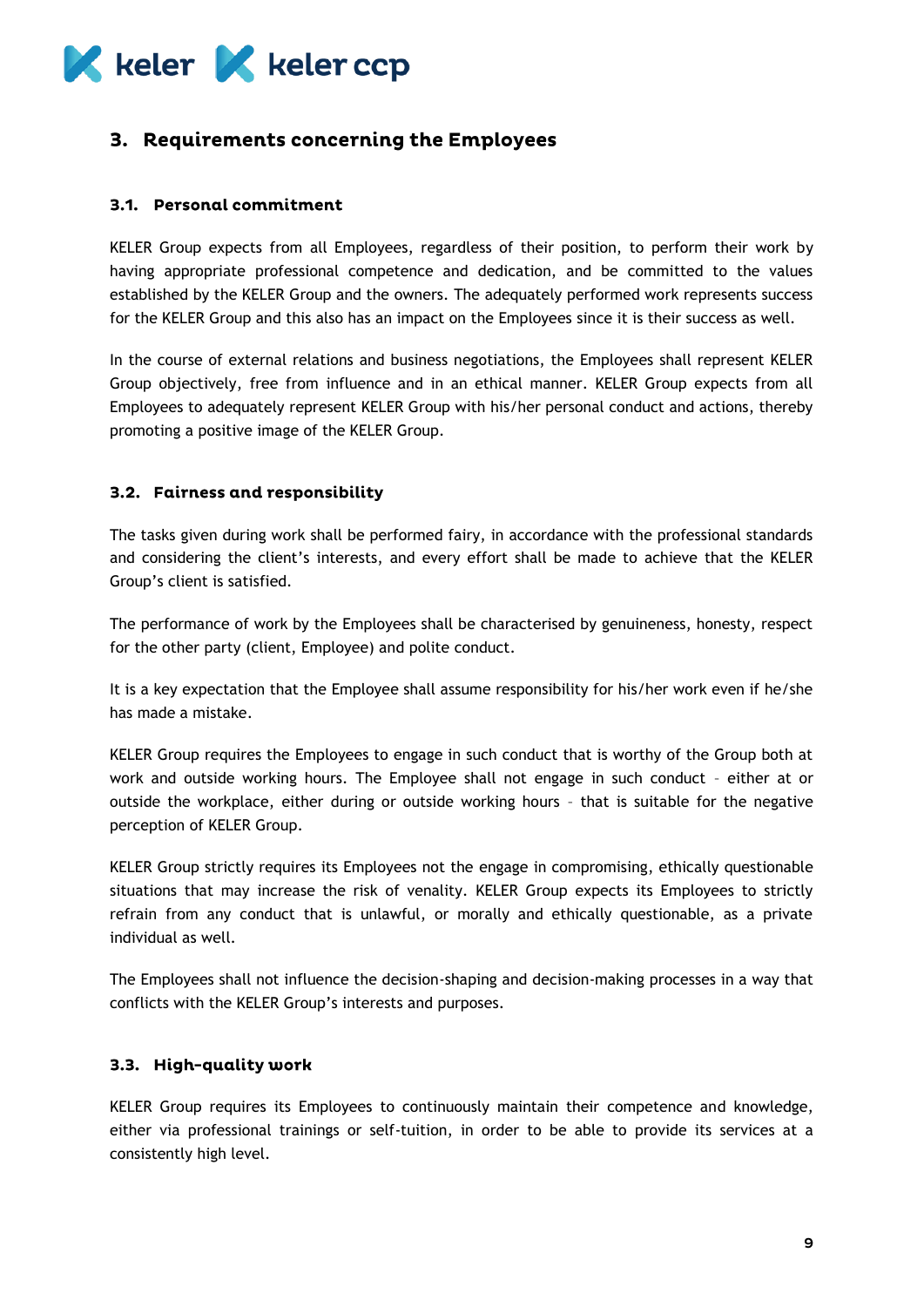## 3. Requirements concerning the Employees

### 3.1. Personal commitment

KELER Group expects from all Employees, regardless of their position, to perform their work by having appropriate professional competence and dedication, and be committed to the values established by the KELER Group and the owners. The adequately performed work represents success for the KELER Group and this also has an impact on the Employees since it is their success as well.

In the course of external relations and business negotiations, the Employees shall represent KELER Group objectively, free from influence and in an ethical manner. KELER Group expects from all Employees to adequately represent KELER Group with his/her personal conduct and actions, thereby promoting a positive image of the KELER Group.

### 3.2. Fairness and responsibility

The tasks given during work shall be performed fairy, in accordance with the professional standards and considering the client's interests, and every effort shall be made to achieve that the KELER Group's client is satisfied.

The performance of work by the Employees shall be characterised by genuineness, honesty, respect for the other party (client, Employee) and polite conduct.

It is a key expectation that the Employee shall assume responsibility for his/her work even if he/she has made a mistake.

KELER Group requires the Employees to engage in such conduct that is worthy of the Group both at work and outside working hours. The Employee shall not engage in such conduct – either at or outside the workplace, either during or outside working hours – that is suitable for the negative perception of KELER Group.

KELER Group strictly requires its Employees not the engage in compromising, ethically questionable situations that may increase the risk of venality. KELER Group expects its Employees to strictly refrain from any conduct that is unlawful, or morally and ethically questionable, as a private individual as well.

The Employees shall not influence the decision-shaping and decision-making processes in a way that conflicts with the KELER Group's interests and purposes.

### 3.3. High-quality work

KELER Group requires its Employees to continuously maintain their competence and knowledge, either via professional trainings or self-tuition, in order to be able to provide its services at a consistently high level.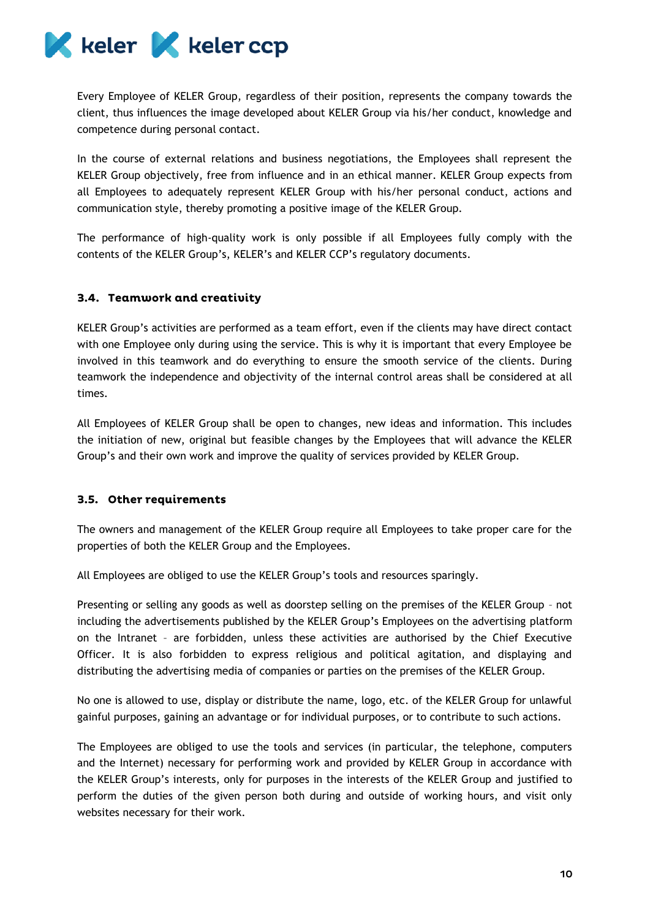Every Employee of KELER Group, regardless of their position, represents the company towards the client, thus influences the image developed about KELER Group via his/her conduct, knowledge and competence during personal contact.

In the course of external relations and business negotiations, the Employees shall represent the KELER Group objectively, free from influence and in an ethical manner. KELER Group expects from all Employees to adequately represent KELER Group with his/her personal conduct, actions and communication style, thereby promoting a positive image of the KELER Group.

The performance of high-quality work is only possible if all Employees fully comply with the contents of the KELER Group's, KELER's and KELER CCP's regulatory documents.

### 3.4. Teamwork and creativity

KELER Group's activities are performed as a team effort, even if the clients may have direct contact with one Employee only during using the service. This is why it is important that every Employee be involved in this teamwork and do everything to ensure the smooth service of the clients. During teamwork the independence and objectivity of the internal control areas shall be considered at all times.

All Employees of KELER Group shall be open to changes, new ideas and information. This includes the initiation of new, original but feasible changes by the Employees that will advance the KELER Group's and their own work and improve the quality of services provided by KELER Group.

### 3.5. Other requirements

The owners and management of the KELER Group require all Employees to take proper care for the properties of both the KELER Group and the Employees.

All Employees are obliged to use the KELER Group's tools and resources sparingly.

Presenting or selling any goods as well as doorstep selling on the premises of the KELER Group – not including the advertisements published by the KELER Group's Employees on the advertising platform on the Intranet – are forbidden, unless these activities are authorised by the Chief Executive Officer. It is also forbidden to express religious and political agitation, and displaying and distributing the advertising media of companies or parties on the premises of the KELER Group.

No one is allowed to use, display or distribute the name, logo, etc. of the KELER Group for unlawful gainful purposes, gaining an advantage or for individual purposes, or to contribute to such actions.

The Employees are obliged to use the tools and services (in particular, the telephone, computers and the Internet) necessary for performing work and provided by KELER Group in accordance with the KELER Group's interests, only for purposes in the interests of the KELER Group and justified to perform the duties of the given person both during and outside of working hours, and visit only websites necessary for their work.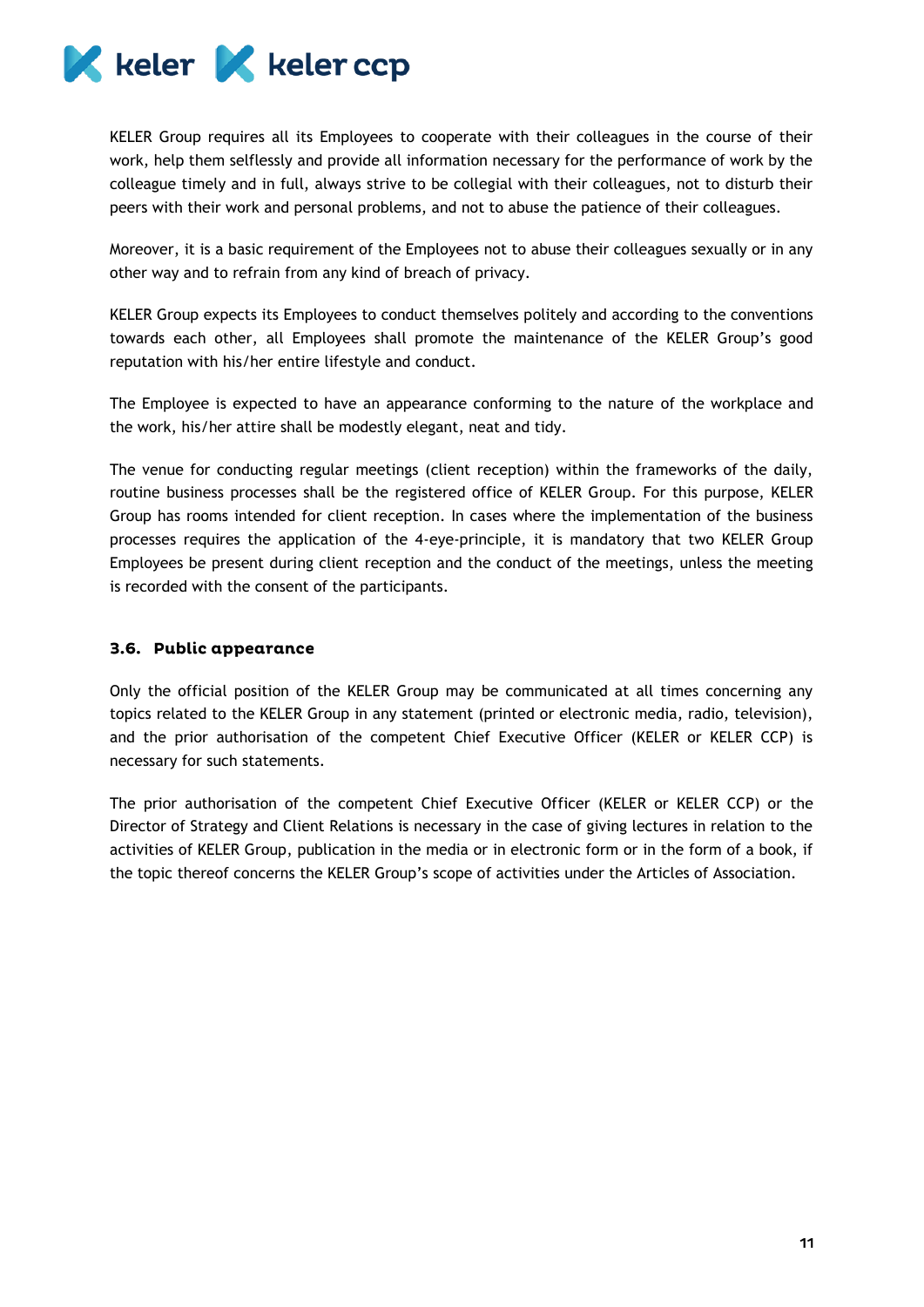KELER Group requires all its Employees to cooperate with their colleagues in the course of their work, help them selflessly and provide all information necessary for the performance of work by the colleague timely and in full, always strive to be collegial with their colleagues, not to disturb their peers with their work and personal problems, and not to abuse the patience of their colleagues.

Moreover, it is a basic requirement of the Employees not to abuse their colleagues sexually or in any other way and to refrain from any kind of breach of privacy.

KELER Group expects its Employees to conduct themselves politely and according to the conventions towards each other, all Employees shall promote the maintenance of the KELER Group's good reputation with his/her entire lifestyle and conduct.

The Employee is expected to have an appearance conforming to the nature of the workplace and the work, his/her attire shall be modestly elegant, neat and tidy.

The venue for conducting regular meetings (client reception) within the frameworks of the daily, routine business processes shall be the registered office of KELER Group. For this purpose, KELER Group has rooms intended for client reception. In cases where the implementation of the business processes requires the application of the 4-eye-principle, it is mandatory that two KELER Group Employees be present during client reception and the conduct of the meetings, unless the meeting is recorded with the consent of the participants.

### 3.6. Public appearance

Only the official position of the KELER Group may be communicated at all times concerning any topics related to the KELER Group in any statement (printed or electronic media, radio, television), and the prior authorisation of the competent Chief Executive Officer (KELER or KELER CCP) is necessary for such statements.

The prior authorisation of the competent Chief Executive Officer (KELER or KELER CCP) or the Director of Strategy and Client Relations is necessary in the case of giving lectures in relation to the activities of KELER Group, publication in the media or in electronic form or in the form of a book, if the topic thereof concerns the KELER Group's scope of activities under the Articles of Association.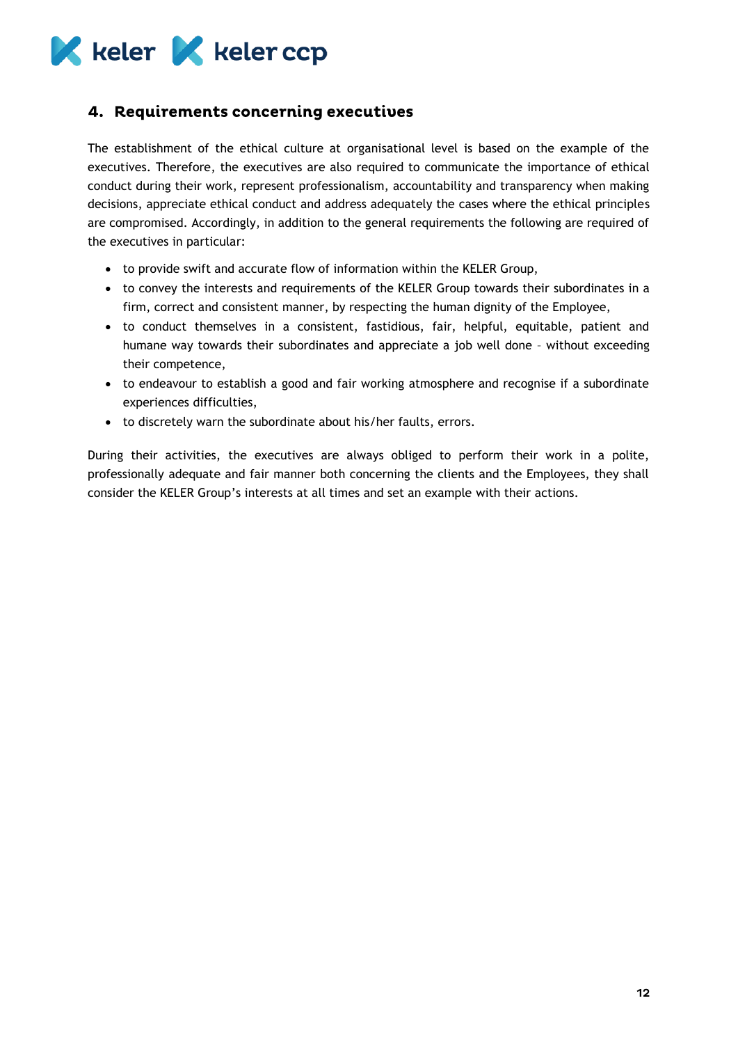## 4. Requirements concerning executives

The establishment of the ethical culture at organisational level is based on the example of the executives. Therefore, the executives are also required to communicate the importance of ethical conduct during their work, represent professionalism, accountability and transparency when making decisions, appreciate ethical conduct and address adequately the cases where the ethical principles are compromised. Accordingly, in addition to the general requirements the following are required of the executives in particular:

- to provide swift and accurate flow of information within the KELER Group,
- to convey the interests and requirements of the KELER Group towards their subordinates in a firm, correct and consistent manner, by respecting the human dignity of the Employee,
- to conduct themselves in a consistent, fastidious, fair, helpful, equitable, patient and humane way towards their subordinates and appreciate a job well done – without exceeding their competence,
- to endeavour to establish a good and fair working atmosphere and recognise if a subordinate experiences difficulties,
- to discretely warn the subordinate about his/her faults, errors.

During their activities, the executives are always obliged to perform their work in a polite, professionally adequate and fair manner both concerning the clients and the Employees, they shall consider the KELER Group's interests at all times and set an example with their actions.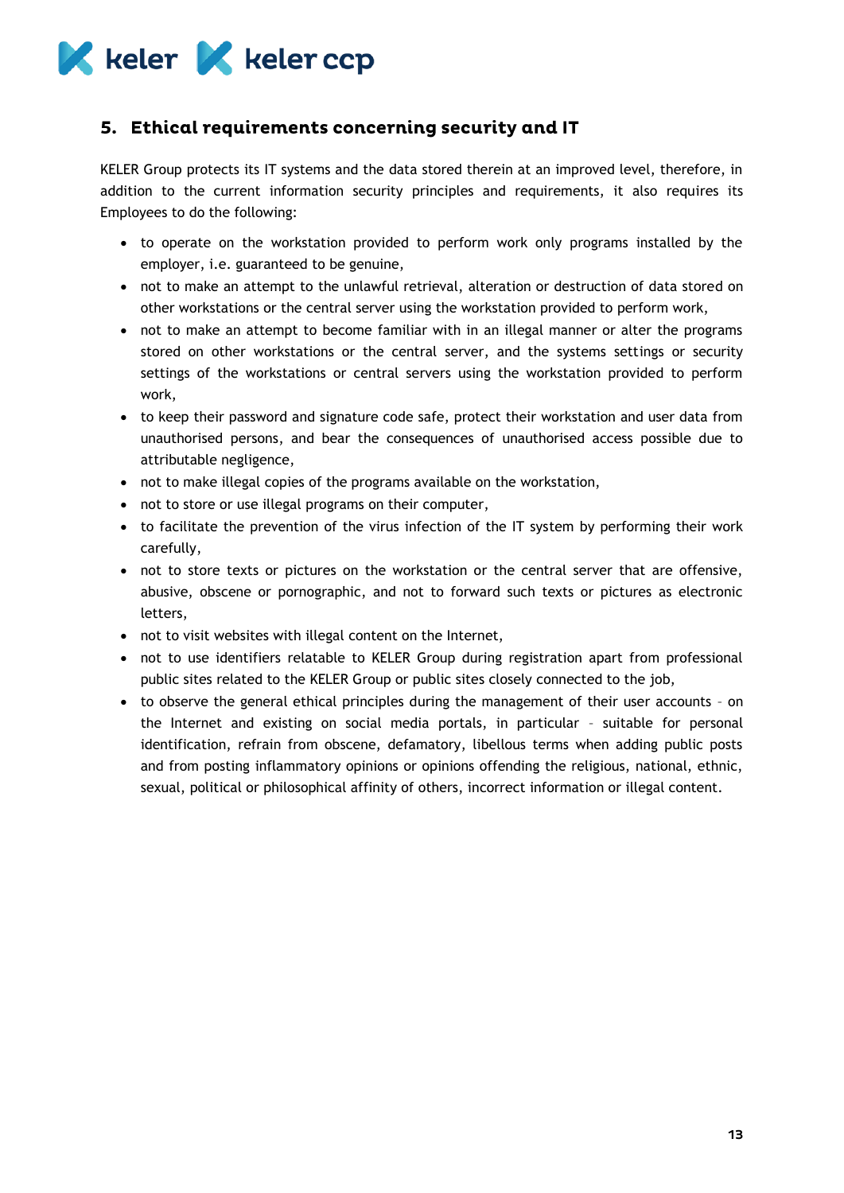## 5. Ethical requirements concerning security and IT

KELER Group protects its IT systems and the data stored therein at an improved level, therefore, in addition to the current information security principles and requirements, it also requires its Employees to do the following:

- to operate on the workstation provided to perform work only programs installed by the employer, i.e. guaranteed to be genuine,
- not to make an attempt to the unlawful retrieval, alteration or destruction of data stored on other workstations or the central server using the workstation provided to perform work,
- not to make an attempt to become familiar with in an illegal manner or alter the programs stored on other workstations or the central server, and the systems settings or security settings of the workstations or central servers using the workstation provided to perform work,
- to keep their password and signature code safe, protect their workstation and user data from unauthorised persons, and bear the consequences of unauthorised access possible due to attributable negligence,
- not to make illegal copies of the programs available on the workstation,
- not to store or use illegal programs on their computer,
- to facilitate the prevention of the virus infection of the IT system by performing their work carefully,
- not to store texts or pictures on the workstation or the central server that are offensive, abusive, obscene or pornographic, and not to forward such texts or pictures as electronic letters,
- not to visit websites with illegal content on the Internet,
- not to use identifiers relatable to KELER Group during registration apart from professional public sites related to the KELER Group or public sites closely connected to the job,
- to observe the general ethical principles during the management of their user accounts – on the Internet and existing on social media portals, in particular – suitable for personal identification, refrain from obscene, defamatory, libellous terms when adding public posts and from posting inflammatory opinions or opinions offending the religious, national, ethnic, sexual, political or philosophical affinity of others, incorrect information or illegal content.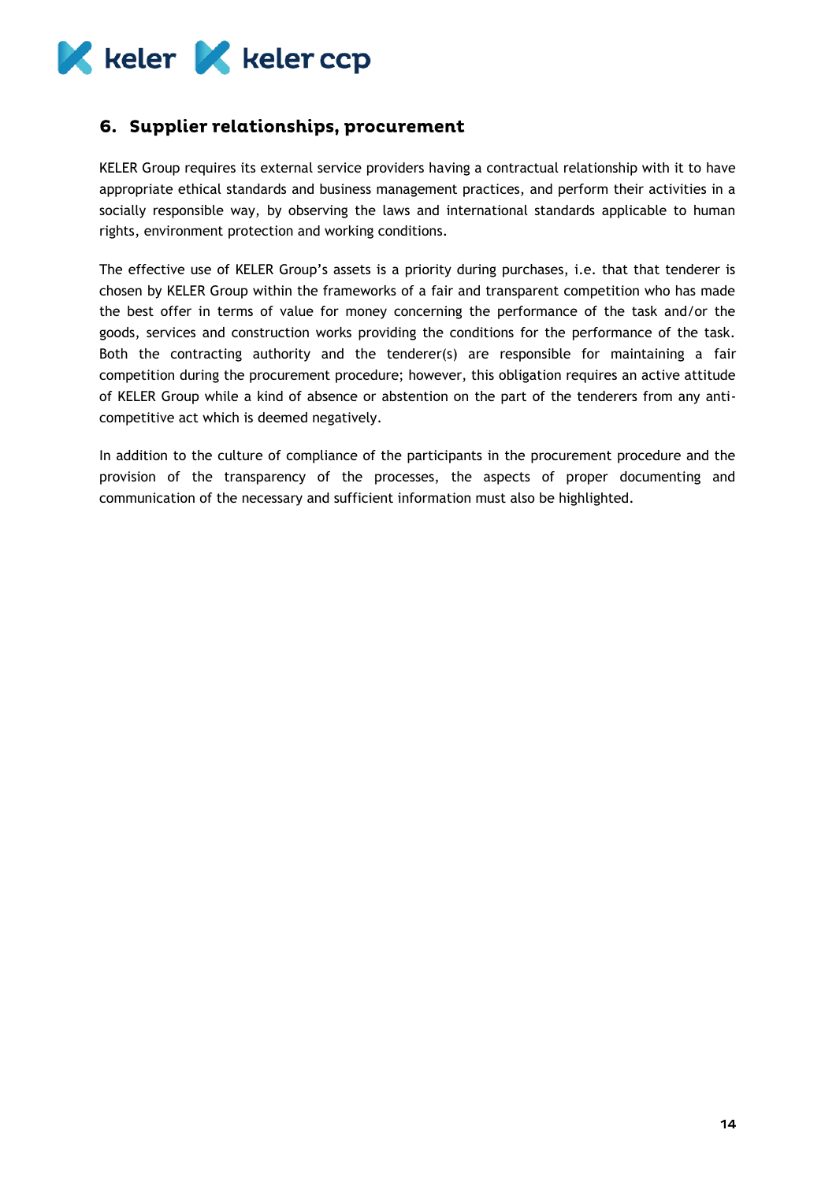## 6. Supplier relationships, procurement

KELER Group requires its external service providers having a contractual relationship with it to have appropriate ethical standards and business management practices, and perform their activities in a socially responsible way, by observing the laws and international standards applicable to human rights, environment protection and working conditions.

The effective use of KELER Group's assets is a priority during purchases, i.e. that that tenderer is chosen by KELER Group within the frameworks of a fair and transparent competition who has made the best offer in terms of value for money concerning the performance of the task and/or the goods, services and construction works providing the conditions for the performance of the task. Both the contracting authority and the tenderer(s) are responsible for maintaining a fair competition during the procurement procedure; however, this obligation requires an active attitude of KELER Group while a kind of absence or abstention on the part of the tenderers from any anti-competitive act which is deemed negatively.

In addition to the culture of compliance of the participants in the procurement procedure and the provision of the transparency of the processes, the aspects of proper documenting and communication of the necessary and sufficient information must also be highlighted.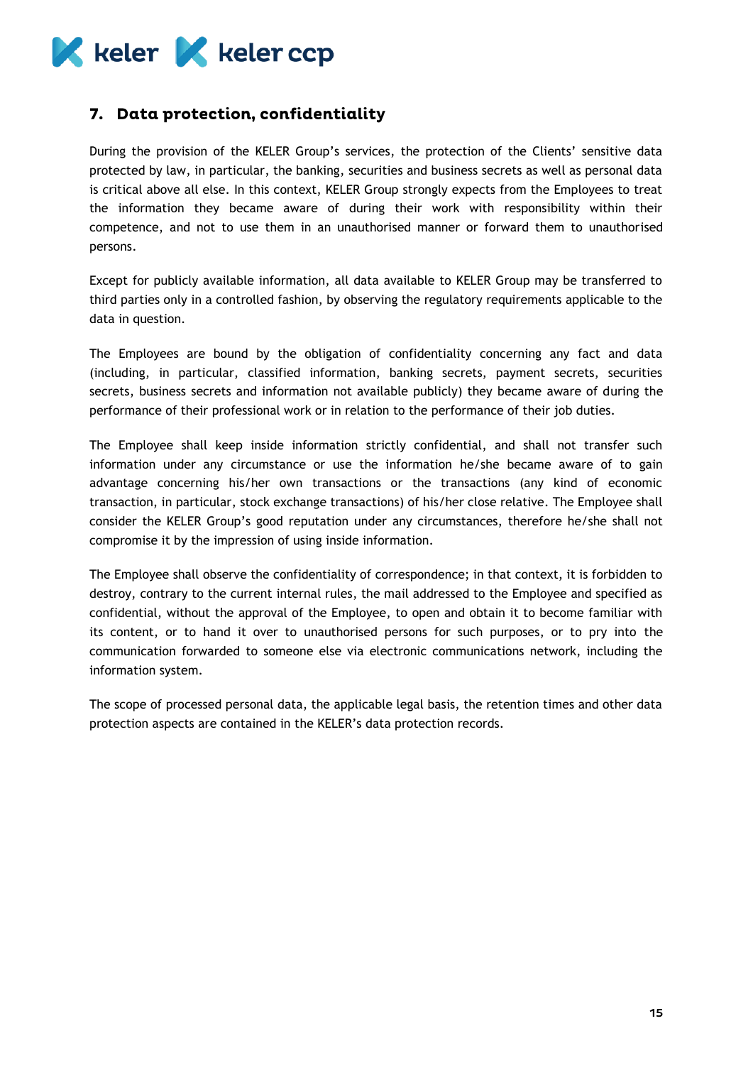## 7. Data protection, confidentiality

During the provision of the KELER Group's services, the protection of the Clients' sensitive data protected by law, in particular, the banking, securities and business secrets as well as personal data is critical above all else. In this context, KELER Group strongly expects from the Employees to treat the information they became aware of during their work with responsibility within their competence, and not to use them in an unauthorised manner or forward them to unauthorised persons.

Except for publicly available information, all data available to KELER Group may be transferred to third parties only in a controlled fashion, by observing the regulatory requirements applicable to the data in question.

The Employees are bound by the obligation of confidentiality concerning any fact and data (including, in particular, classified information, banking secrets, payment secrets, securities secrets, business secrets and information not available publicly) they became aware of during the performance of their professional work or in relation to the performance of their job duties.

The Employee shall keep inside information strictly confidential, and shall not transfer such information under any circumstance or use the information he/she became aware of to gain advantage concerning his/her own transactions or the transactions (any kind of economic transaction, in particular, stock exchange transactions) of his/her close relative. The Employee shall consider the KELER Group's good reputation under any circumstances, therefore he/she shall not compromise it by the impression of using inside information.

The Employee shall observe the confidentiality of correspondence; in that context, it is forbidden to destroy, contrary to the current internal rules, the mail addressed to the Employee and specified as confidential, without the approval of the Employee, to open and obtain it to become familiar with its content, or to hand it over to unauthorised persons for such purposes, or to pry into the communication forwarded to someone else via electronic communications network, including the information system.

The scope of processed personal data, the applicable legal basis, the retention times and other data protection aspects are contained in the KELER's data protection records.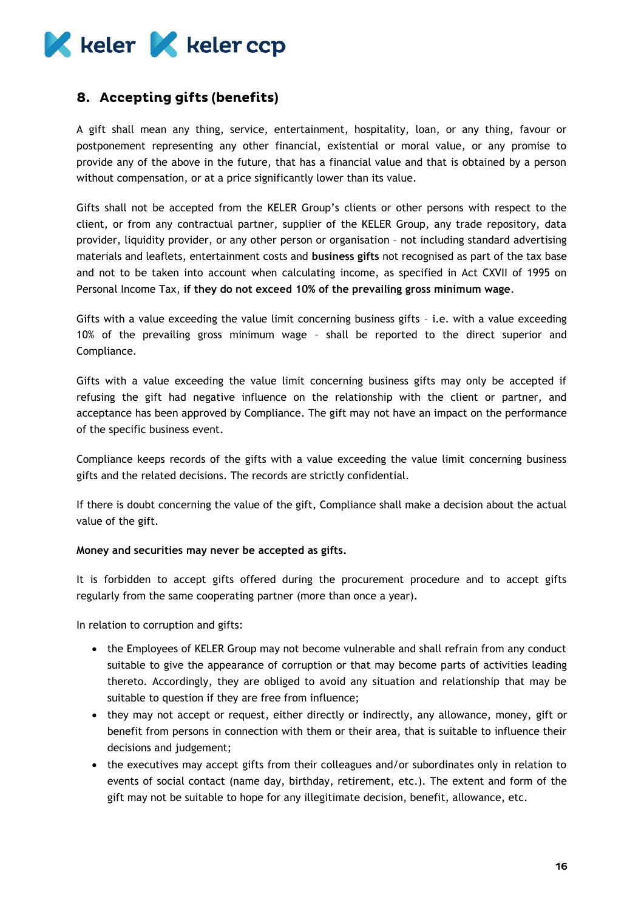## 8. Accepting gifts (benefits)

A gift shall mean any thing, service, entertainment, hospitality, loan, or any thing, favour or postponement representing any other financial, existential or moral value, or any promise to provide any of the above in the future, that has a financial value and that is obtained by a person without compensation, or at a price significantly lower than its value.

Gifts shall not be accepted from the KELER Group's clients or other persons with respect to the client, or from any contractual partner, supplier of the KELER Group, any trade repository, data provider, liquidity provider, or any other person or organisation – not including standard advertising materials and leaflets, entertainment costs and **business gifts** not recognised as part of the tax base and not to be taken into account when calculating income, as specified in Act CXVII of 1995 on Personal Income Tax, **if they do not exceed 10% of the prevailing gross minimum wage**.

Gifts with a value exceeding the value limit concerning business gifts – i.e. with a value exceeding 10% of the prevailing gross minimum wage – shall be reported to the direct superior and Compliance.

Gifts with a value exceeding the value limit concerning business gifts may only be accepted if refusing the gift had negative influence on the relationship with the client or partner, and acceptance has been approved by Compliance. The gift may not have an impact on the performance of the specific business event.

Compliance keeps records of the gifts with a value exceeding the value limit concerning business gifts and the related decisions. The records are strictly confidential.

If there is doubt concerning the value of the gift, Compliance shall make a decision about the actual value of the gift.

**Money and securities may never be accepted as gifts.**

It is forbidden to accept gifts offered during the procurement procedure and to accept gifts regularly from the same cooperating partner (more than once a year).

In relation to corruption and gifts:

- the Employees of KELER Group may not become vulnerable and shall refrain from any conduct suitable to give the appearance of corruption or that may become parts of activities leading thereto. Accordingly, they are obliged to avoid any situation and relationship that may be suitable to question if they are free from influence;
- they may not accept or request, either directly or indirectly, any allowance, money, gift or benefit from persons in connection with them or their area, that is suitable to influence their decisions and judgement;
- the executives may accept gifts from their colleagues and/or subordinates only in relation to events of social contact (name day, birthday, retirement, etc.). The extent and form of the gift may not be suitable to hope for any illegitimate decision, benefit, allowance, etc.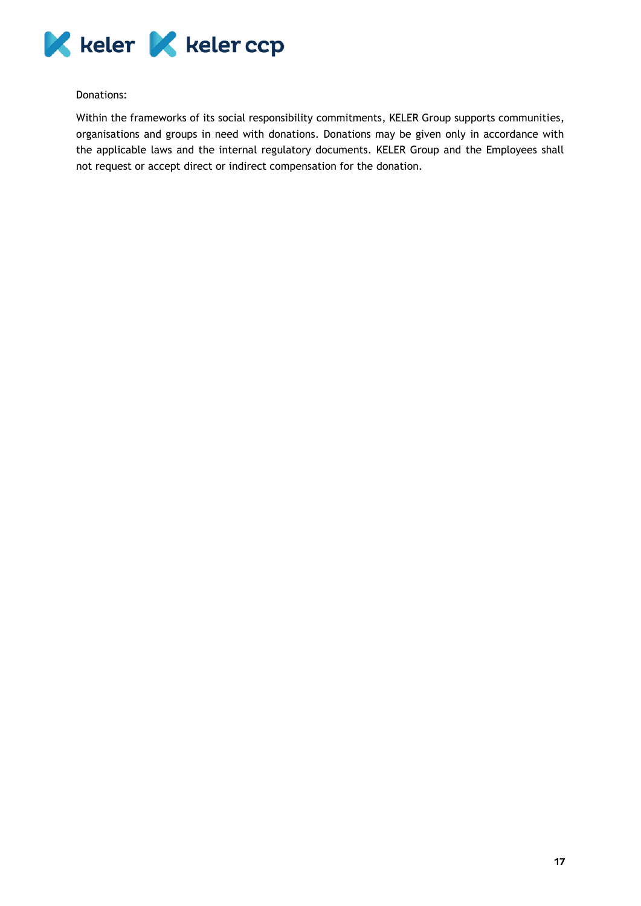Donations:

Within the frameworks of its social responsibility commitments, KELER Group supports communities, organisations and groups in need with donations. Donations may be given only in accordance with the applicable laws and the internal regulatory documents. KELER Group and the Employees shall not request or accept direct or indirect compensation for the donation.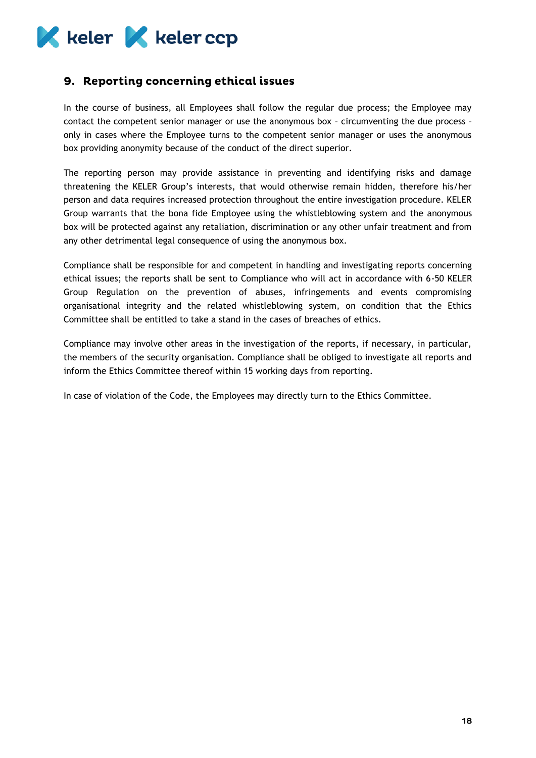## 9. Reporting concerning ethical issues

In the course of business, all Employees shall follow the regular due process; the Employee may contact the competent senior manager or use the anonymous box – circumventing the due process – only in cases where the Employee turns to the competent senior manager or uses the anonymous box providing anonymity because of the conduct of the direct superior.

The reporting person may provide assistance in preventing and identifying risks and damage threatening the KELER Group's interests, that would otherwise remain hidden, therefore his/her person and data requires increased protection throughout the entire investigation procedure. KELER Group warrants that the bona fide Employee using the whistleblowing system and the anonymous box will be protected against any retaliation, discrimination or any other unfair treatment and from any other detrimental legal consequence of using the anonymous box.

Compliance shall be responsible for and competent in handling and investigating reports concerning ethical issues; the reports shall be sent to Compliance who will act in accordance with 6-50 KELER Group Regulation on the prevention of abuses, infringements and events compromising organisational integrity and the related whistleblowing system, on condition that the Ethics Committee shall be entitled to take a stand in the cases of breaches of ethics.

Compliance may involve other areas in the investigation of the reports, if necessary, in particular, the members of the security organisation. Compliance shall be obliged to investigate all reports and inform the Ethics Committee thereof within 15 working days from reporting.

In case of violation of the Code, the Employees may directly turn to the Ethics Committee.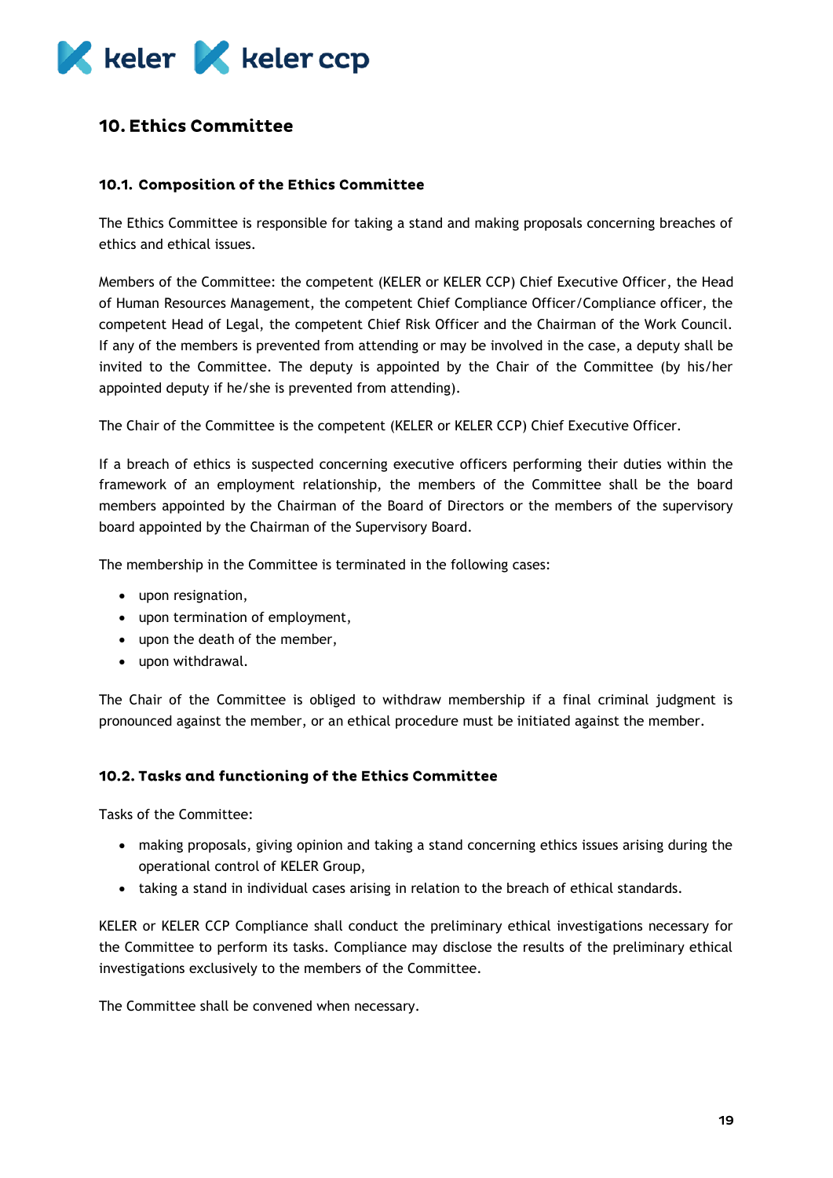## 10. Ethics Committee

### 10.1. Composition of the Ethics Committee

The Ethics Committee is responsible for taking a stand and making proposals concerning breaches of ethics and ethical issues.

Members of the Committee: the competent (KELER or KELER CCP) Chief Executive Officer, the Head of Human Resources Management, the competent Chief Compliance Officer/Compliance officer, the competent Head of Legal, the competent Chief Risk Officer and the Chairman of the Work Council. If any of the members is prevented from attending or may be involved in the case, a deputy shall be invited to the Committee. The deputy is appointed by the Chair of the Committee (by his/her appointed deputy if he/she is prevented from attending).

The Chair of the Committee is the competent (KELER or KELER CCP) Chief Executive Officer.

If a breach of ethics is suspected concerning executive officers performing their duties within the framework of an employment relationship, the members of the Committee shall be the board members appointed by the Chairman of the Board of Directors or the members of the supervisory board appointed by the Chairman of the Supervisory Board.

The membership in the Committee is terminated in the following cases:

- upon resignation,
- upon termination of employment,
- upon the death of the member,
- upon withdrawal.

The Chair of the Committee is obliged to withdraw membership if a final criminal judgment is pronounced against the member, or an ethical procedure must be initiated against the member.

### 10.2. Tasks and functioning of the Ethics Committee

Tasks of the Committee:

- making proposals, giving opinion and taking a stand concerning ethics issues arising during the operational control of KELER Group,
- taking a stand in individual cases arising in relation to the breach of ethical standards.

KELER or KELER CCP Compliance shall conduct the preliminary ethical investigations necessary for the Committee to perform its tasks. Compliance may disclose the results of the preliminary ethical investigations exclusively to the members of the Committee.

The Committee shall be convened when necessary.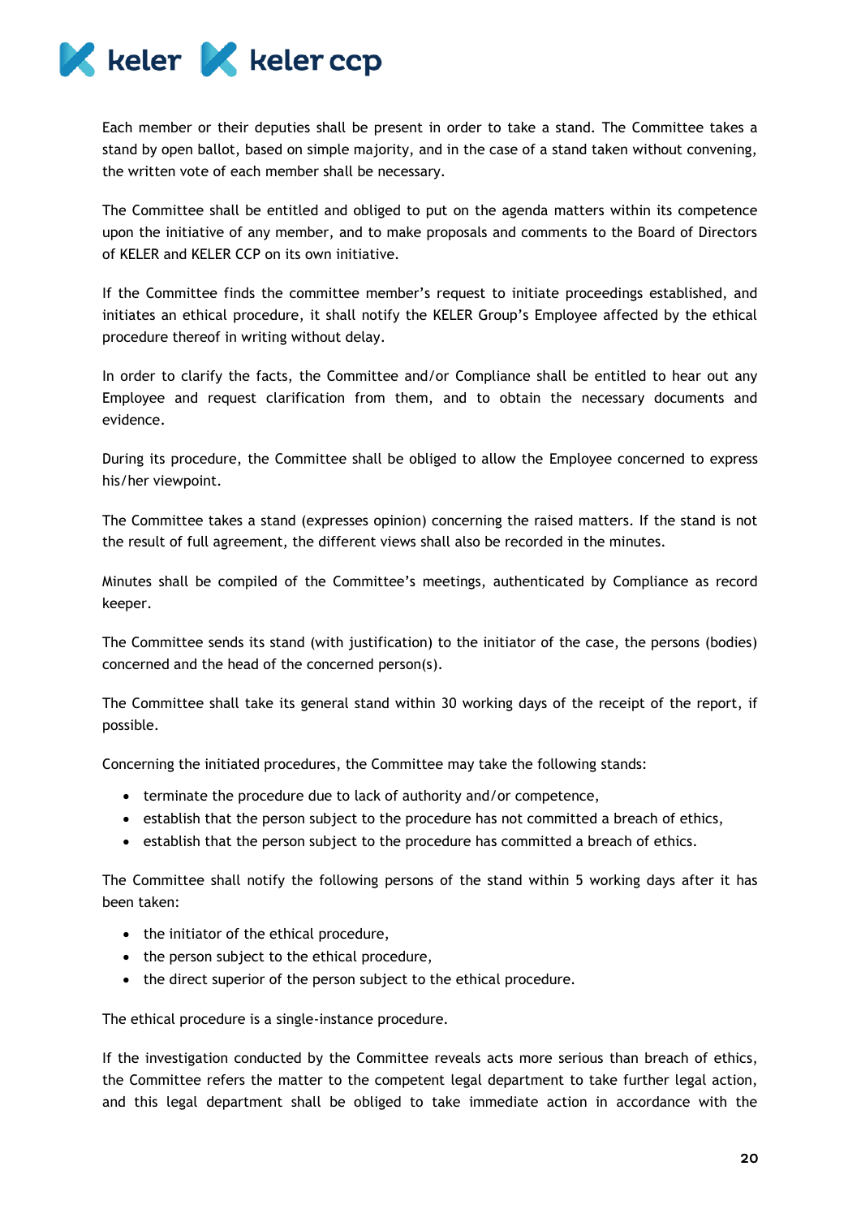Each member or their deputies shall be present in order to take a stand. The Committee takes a stand by open ballot, based on simple majority, and in the case of a stand taken without convening, the written vote of each member shall be necessary.

The Committee shall be entitled and obliged to put on the agenda matters within its competence upon the initiative of any member, and to make proposals and comments to the Board of Directors of KELER and KELER CCP on its own initiative.

If the Committee finds the committee member's request to initiate proceedings established, and initiates an ethical procedure, it shall notify the KELER Group's Employee affected by the ethical procedure thereof in writing without delay.

In order to clarify the facts, the Committee and/or Compliance shall be entitled to hear out any Employee and request clarification from them, and to obtain the necessary documents and evidence.

During its procedure, the Committee shall be obliged to allow the Employee concerned to express his/her viewpoint.

The Committee takes a stand (expresses opinion) concerning the raised matters. If the stand is not the result of full agreement, the different views shall also be recorded in the minutes.

Minutes shall be compiled of the Committee's meetings, authenticated by Compliance as record keeper.

The Committee sends its stand (with justification) to the initiator of the case, the persons (bodies) concerned and the head of the concerned person(s).

The Committee shall take its general stand within 30 working days of the receipt of the report, if possible.

Concerning the initiated procedures, the Committee may take the following stands:

- terminate the procedure due to lack of authority and/or competence,
- establish that the person subject to the procedure has not committed a breach of ethics,
- establish that the person subject to the procedure has committed a breach of ethics.

The Committee shall notify the following persons of the stand within 5 working days after it has been taken:

- the initiator of the ethical procedure,
- the person subject to the ethical procedure,
- the direct superior of the person subject to the ethical procedure.

The ethical procedure is a single-instance procedure.

If the investigation conducted by the Committee reveals acts more serious than breach of ethics, the Committee refers the matter to the competent legal department to take further legal action, and this legal department shall be obliged to take immediate action in accordance with the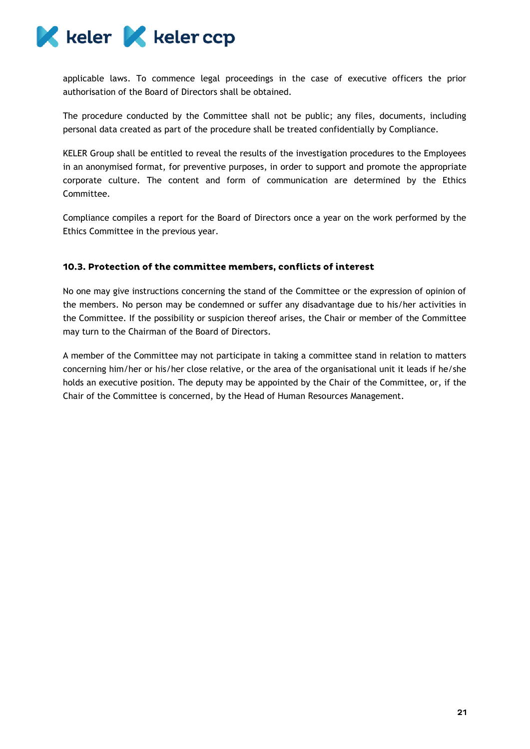applicable laws. To commence legal proceedings in the case of executive officers the prior authorisation of the Board of Directors shall be obtained.

The procedure conducted by the Committee shall not be public; any files, documents, including personal data created as part of the procedure shall be treated confidentially by Compliance.

KELER Group shall be entitled to reveal the results of the investigation procedures to the Employees in an anonymised format, for preventive purposes, in order to support and promote the appropriate corporate culture. The content and form of communication are determined by the Ethics Committee.

Compliance compiles a report for the Board of Directors once a year on the work performed by the Ethics Committee in the previous year.

### 10.3. Protection of the committee members, conflicts of interest

No one may give instructions concerning the stand of the Committee or the expression of opinion of the members. No person may be condemned or suffer any disadvantage due to his/her activities in the Committee. If the possibility or suspicion thereof arises, the Chair or member of the Committee may turn to the Chairman of the Board of Directors.

A member of the Committee may not participate in taking a committee stand in relation to matters concerning him/her or his/her close relative, or the area of the organisational unit it leads if he/she holds an executive position. The deputy may be appointed by the Chair of the Committee, or, if the Chair of the Committee is concerned, by the Head of Human Resources Management.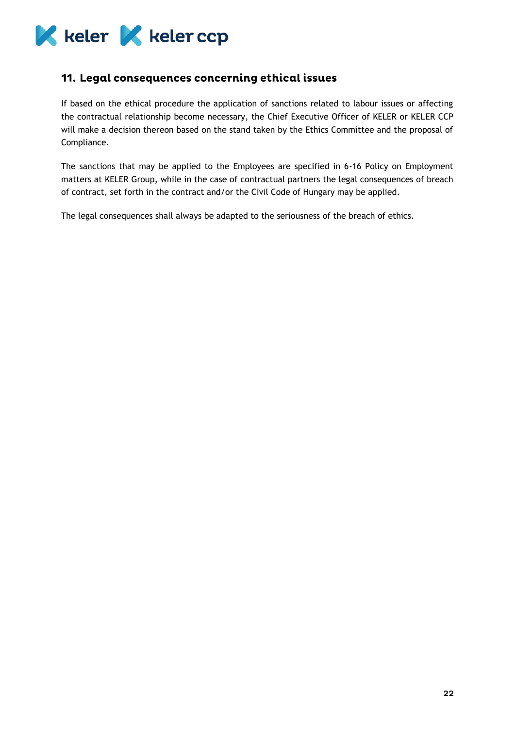## 11. Legal consequences concerning ethical issues

If based on the ethical procedure the application of sanctions related to labour issues or affecting the contractual relationship become necessary, the Chief Executive Officer of KELER or KELER CCP will make a decision thereon based on the stand taken by the Ethics Committee and the proposal of Compliance.

The sanctions that may be applied to the Employees are specified in 6-16 Policy on Employment matters at KELER Group, while in the case of contractual partners the legal consequences of breach of contract, set forth in the contract and/or the Civil Code of Hungary may be applied.

The legal consequences shall always be adapted to the seriousness of the breach of ethics.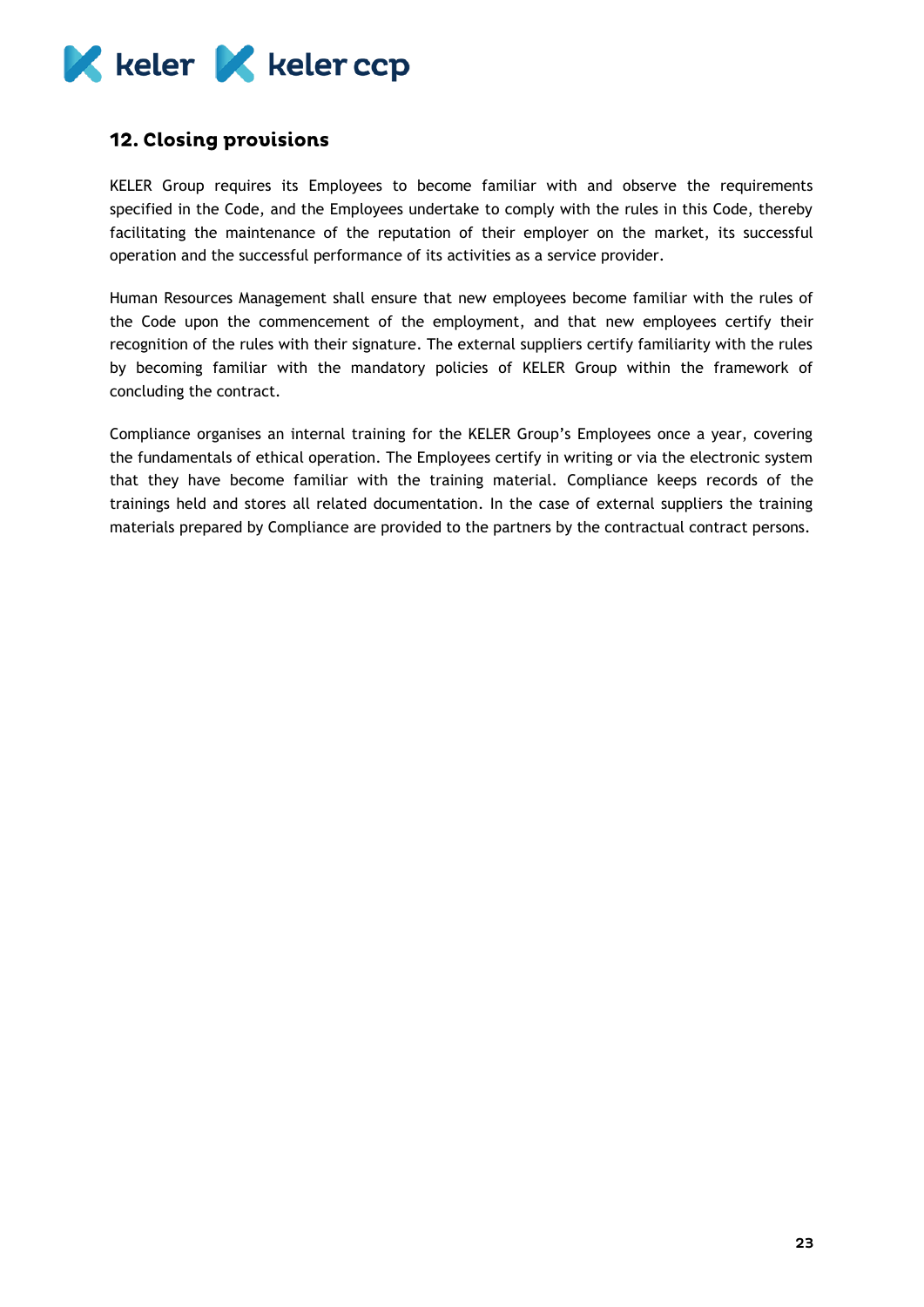## 12. Closing provisions

KELER Group requires its Employees to become familiar with and observe the requirements specified in the Code, and the Employees undertake to comply with the rules in this Code, thereby facilitating the maintenance of the reputation of their employer on the market, its successful operation and the successful performance of its activities as a service provider.

Human Resources Management shall ensure that new employees become familiar with the rules of the Code upon the commencement of the employment, and that new employees certify their recognition of the rules with their signature. The external suppliers certify familiarity with the rules by becoming familiar with the mandatory policies of KELER Group within the framework of concluding the contract.

Compliance organises an internal training for the KELER Group's Employees once a year, covering the fundamentals of ethical operation. The Employees certify in writing or via the electronic system that they have become familiar with the training material. Compliance keeps records of the trainings held and stores all related documentation. In the case of external suppliers the training materials prepared by Compliance are provided to the partners by the contractual contract persons.